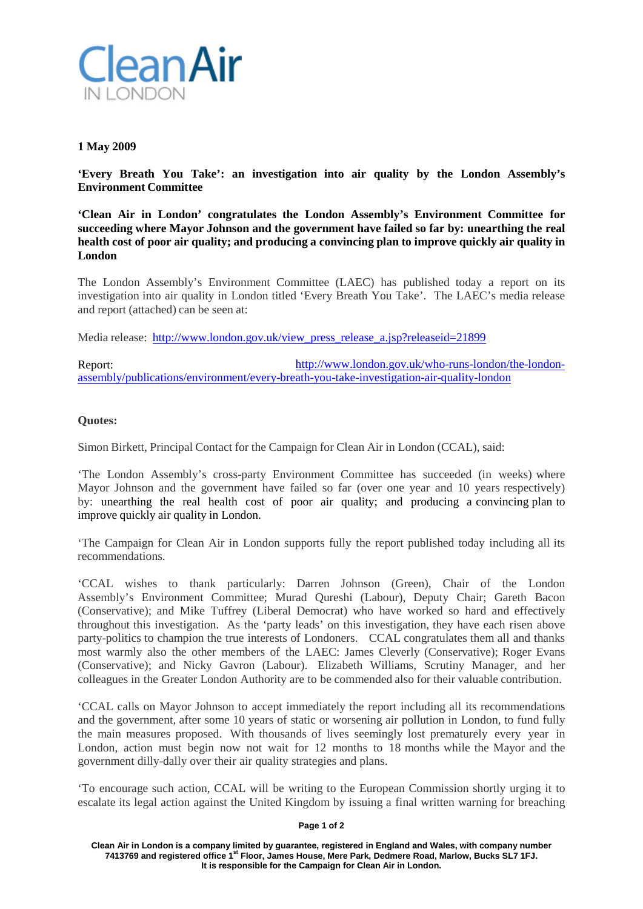CleanAir IN LONDON

**1 May 2009**

**'Every Breath You Take': an investigation into air quality by the London Assembly's Environment Committee**

**'Clean Air in London' congratulates the London Assembly's Environment Committee for succeeding where Mayor Johnson and the government have failed so far by: unearthing the real health cost of poor air quality; and producing a convincing plan to improve quickly air quality in London**

The London Assembly's Environment Committee (LAEC) has published today a report on its investigation into air quality in London titled 'Every Breath You Take'. The LAEC's media release and report (attached) can be seen at:

Media release: [http://www.london.gov.uk/view_press_release_a.jsp?releaseid=21899](http://www.london.gov.uk/view_press_release_a.jsp?releaseid=21899)

Report: [http://www.london.gov.uk/who-runs-london/the-london-assembly/publications/environment/every-breath-you-take-investigation-air-quality-london](http://www.london.gov.uk/who-runs-london/the-london-assembly/publications/environment/every-breath-you-take-investigation-air-quality-london)

**Quotes:**

Simon Birkett, Principal Contact for the Campaign for Clean Air in London (CCAL), said:

'The London Assembly's cross-party Environment Committee has succeeded (in weeks) where Mayor Johnson and the government have failed so far (over one year and 10 years respectively) by: unearthing the real health cost of poor air quality; and producing a convincing plan to improve quickly air quality in London.

'The Campaign for Clean Air in London supports fully the report published today including all its recommendations.

'CCAL wishes to thank particularly: Darren Johnson (Green), Chair of the London Assembly's Environment Committee; Murad Qureshi (Labour), Deputy Chair; Gareth Bacon (Conservative); and Mike Tuffrey (Liberal Democrat) who have worked so hard and effectively throughout this investigation. As the 'party leads' on this investigation, they have each risen above party-politics to champion the true interests of Londoners. CCAL congratulates them all and thanks most warmly also the other members of the LAEC: James Cleverly (Conservative); Roger Evans (Conservative); and Nicky Gavron (Labour). Elizabeth Williams, Scrutiny Manager, and her colleagues in the Greater London Authority are to be commended also for their valuable contribution.

'CCAL calls on Mayor Johnson to accept immediately the report including all its recommendations and the government, after some 10 years of static or worsening air pollution in London, to fund fully the main measures proposed. With thousands of lives seemingly lost prematurely every year in London, action must begin now not wait for 12 months to 18 months while the Mayor and the government dilly-dally over their air quality strategies and plans.

'To encourage such action, CCAL will be writing to the European Commission shortly urging it to escalate its legal action against the United Kingdom by issuing a final written warning for breaching

**Clean Air in London is a company limited by guarantee, registered in England and Wales, with company number 7413769 and registered office 1st Floor, James House, Mere Park, Dedmere Road, Marlow, Bucks SL7 1FJ. It is responsible for the Campaign for Clean Air in London.**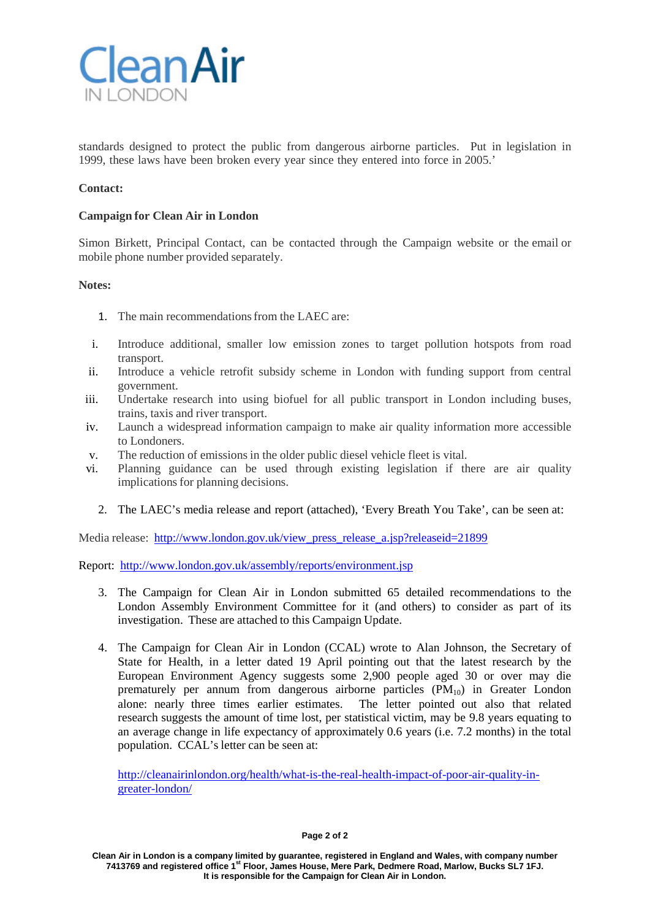standards designed to protect the public from dangerous airborne particles. Put in legislation in 1999, these laws have been broken every year since they entered into force in 2005.'

**Contact:**

**Campaign for Clean Air in London**

Simon Birkett, Principal Contact, can be contacted through the Campaign website or the email or mobile phone number provided separately.

**Notes:**

1. The main recommendations from the LAEC are:

   i. Introduce additional, smaller low emission zones to target pollution hotspots from road transport.
   ii. Introduce a vehicle retrofit subsidy scheme in London with funding support from central government.
   iii. Undertake research into using biofuel for all public transport in London including buses, trains, taxis and river transport.
   iv. Launch a widespread information campaign to make air quality information more accessible to Londoners.
   v. The reduction of emissions in the older public diesel vehicle fleet is vital.
   vi. Planning guidance can be used through existing legislation if there are air quality implications for planning decisions.

2. The LAEC's media release and report (attached), 'Every Breath You Take', can be seen at:

Media release: http://www.london.gov.uk/view_press_release_a.jsp?releaseid=21899

Report: http://www.london.gov.uk/assembly/reports/environment.jsp

3. The Campaign for Clean Air in London submitted 65 detailed recommendations to the London Assembly Environment Committee for it (and others) to consider as part of its investigation. These are attached to this Campaign Update.

4. The Campaign for Clean Air in London (CCAL) wrote to Alan Johnson, the Secretary of State for Health, in a letter dated 19 April pointing out that the latest research by the European Environment Agency suggests some 2,900 people aged 30 or over may die prematurely per annum from dangerous airborne particles ($PM_{10}$) in Greater London alone: nearly three times earlier estimates. The letter pointed out also that related research suggests the amount of time lost, per statistical victim, may be 9.8 years equating to an average change in life expectancy of approximately 0.6 years (i.e. 7.2 months) in the total population. CCAL's letter can be seen at:

   http://cleanairinlondon.org/health/what-is-the-real-health-impact-of-poor-air-quality-in-greater-london/

**Clean Air in London is a company limited by guarantee, registered in England and Wales, with company number 7413769 and registered office 1st Floor, James House, Mere Park, Dedmere Road, Marlow, Bucks SL7 1FJ. It is responsible for the Campaign for Clean Air in London.**